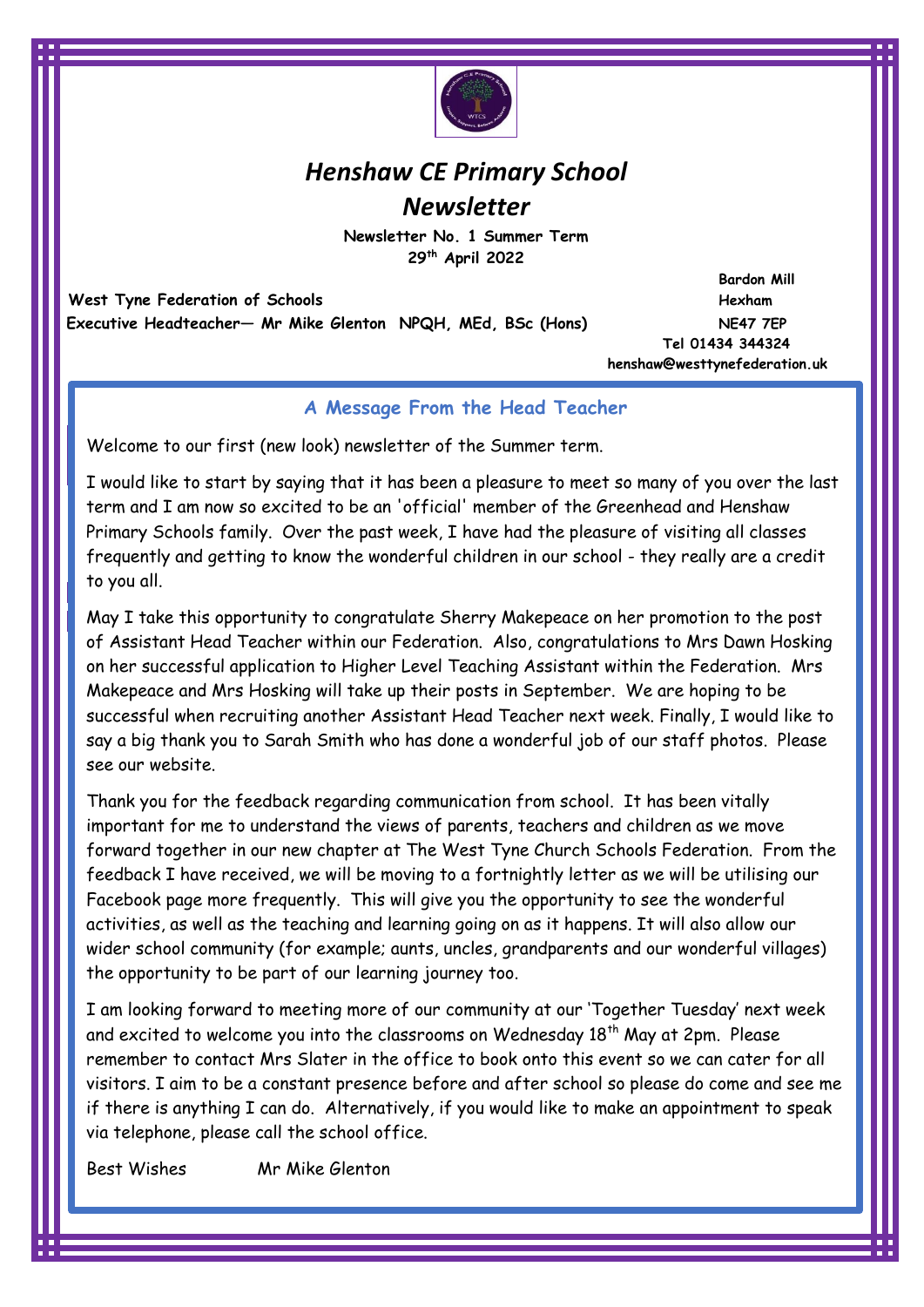# *Henshaw CE Primary School Newsletter*

**Newsletter No. 1 Summer Term**
**29th April 2022**

**West Tyne Federation of Schools**
**Executive Headteacher— Mr Mike Glenton NPQH, MEd, BSc (Hons)**

**Bardon Mill**
**Hexham**
**NE47 7EP**
**Tel 01434 344324**
**henshaw@westtynefederation.uk**

## A Message From the Head Teacher

Welcome to our first (new look) newsletter of the Summer term.

I would like to start by saying that it has been a pleasure to meet so many of you over the last term and I am now so excited to be an 'official' member of the Greenhead and Henshaw Primary Schools family. Over the past week, I have had the pleasure of visiting all classes frequently and getting to know the wonderful children in our school - they really are a credit to you all.

May I take this opportunity to congratulate Sherry Makepeace on her promotion to the post of Assistant Head Teacher within our Federation. Also, congratulations to Mrs Dawn Hosking on her successful application to Higher Level Teaching Assistant within the Federation. Mrs Makepeace and Mrs Hosking will take up their posts in September. We are hoping to be successful when recruiting another Assistant Head Teacher next week. Finally, I would like to say a big thank you to Sarah Smith who has done a wonderful job of our staff photos. Please see our website.

Thank you for the feedback regarding communication from school. It has been vitally important for me to understand the views of parents, teachers and children as we move forward together in our new chapter at The West Tyne Church Schools Federation. From the feedback I have received, we will be moving to a fortnightly letter as we will be utilising our Facebook page more frequently. This will give you the opportunity to see the wonderful activities, as well as the teaching and learning going on as it happens. It will also allow our wider school community (for example; aunts, uncles, grandparents and our wonderful villages) the opportunity to be part of our learning journey too.

I am looking forward to meeting more of our community at our 'Together Tuesday' next week and excited to welcome you into the classrooms on Wednesday 18th May at 2pm. Please remember to contact Mrs Slater in the office to book onto this event so we can cater for all visitors. I aim to be a constant presence before and after school so please do come and see me if there is anything I can do. Alternatively, if you would like to make an appointment to speak via telephone, please call the school office.

Best Wishes Mr Mike Glenton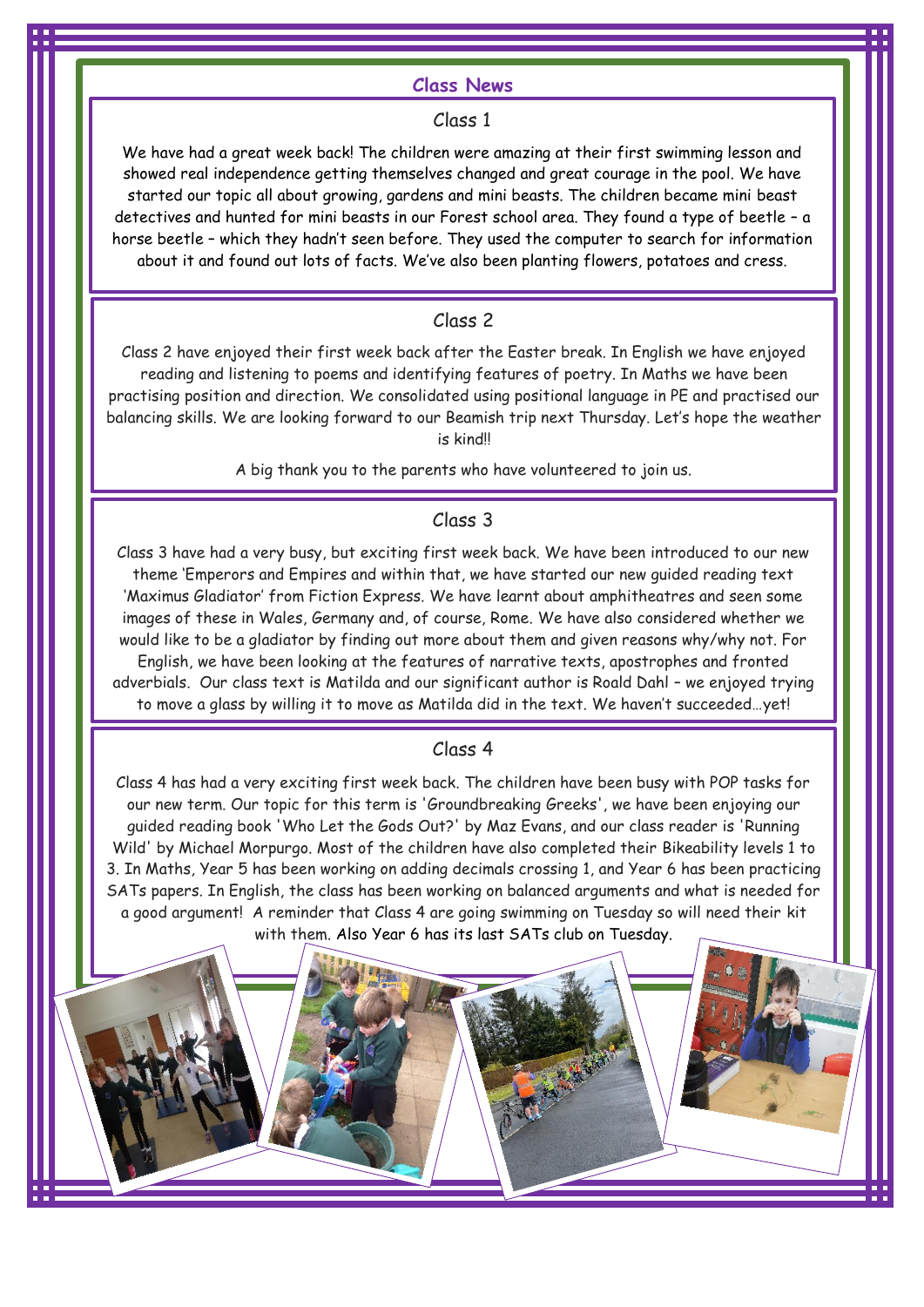## Class News

### Class 1

We have had a great week back! The children were amazing at their first swimming lesson and showed real independence getting themselves changed and great courage in the pool. We have started our topic all about growing, gardens and mini beasts. The children became mini beast detectives and hunted for mini beasts in our Forest school area. They found a type of beetle – a horse beetle – which they hadn't seen before. They used the computer to search for information about it and found out lots of facts. We've also been planting flowers, potatoes and cress.

### Class 2

Class 2 have enjoyed their first week back after the Easter break. In English we have enjoyed reading and listening to poems and identifying features of poetry. In Maths we have been practising position and direction. We consolidated using positional language in PE and practised our balancing skills. We are looking forward to our Beamish trip next Thursday. Let's hope the weather is kind!!

A big thank you to the parents who have volunteered to join us.

### Class 3

Class 3 have had a very busy, but exciting first week back. We have been introduced to our new theme 'Emperors and Empires and within that, we have started our new guided reading text 'Maximus Gladiator' from Fiction Express. We have learnt about amphitheatres and seen some images of these in Wales, Germany and, of course, Rome. We have also considered whether we would like to be a gladiator by finding out more about them and given reasons why/why not. For English, we have been looking at the features of narrative texts, apostrophes and fronted adverbials. Our class text is Matilda and our significant author is Roald Dahl – we enjoyed trying to move a glass by willing it to move as Matilda did in the text. We haven't succeeded…yet!

### Class 4

Class 4 has had a very exciting first week back. The children have been busy with POP tasks for our new term. Our topic for this term is 'Groundbreaking Greeks', we have been enjoying our guided reading book 'Who Let the Gods Out?' by Maz Evans, and our class reader is 'Running Wild' by Michael Morpurgo. Most of the children have also completed their Bikeability levels 1 to 3. In Maths, Year 5 has been working on adding decimals crossing 1, and Year 6 has been practicing SATs papers. In English, the class has been working on balanced arguments and what is needed for a good argument! A reminder that Class 4 are going swimming on Tuesday so will need their kit with them. Also Year 6 has its last SATs club on Tuesday.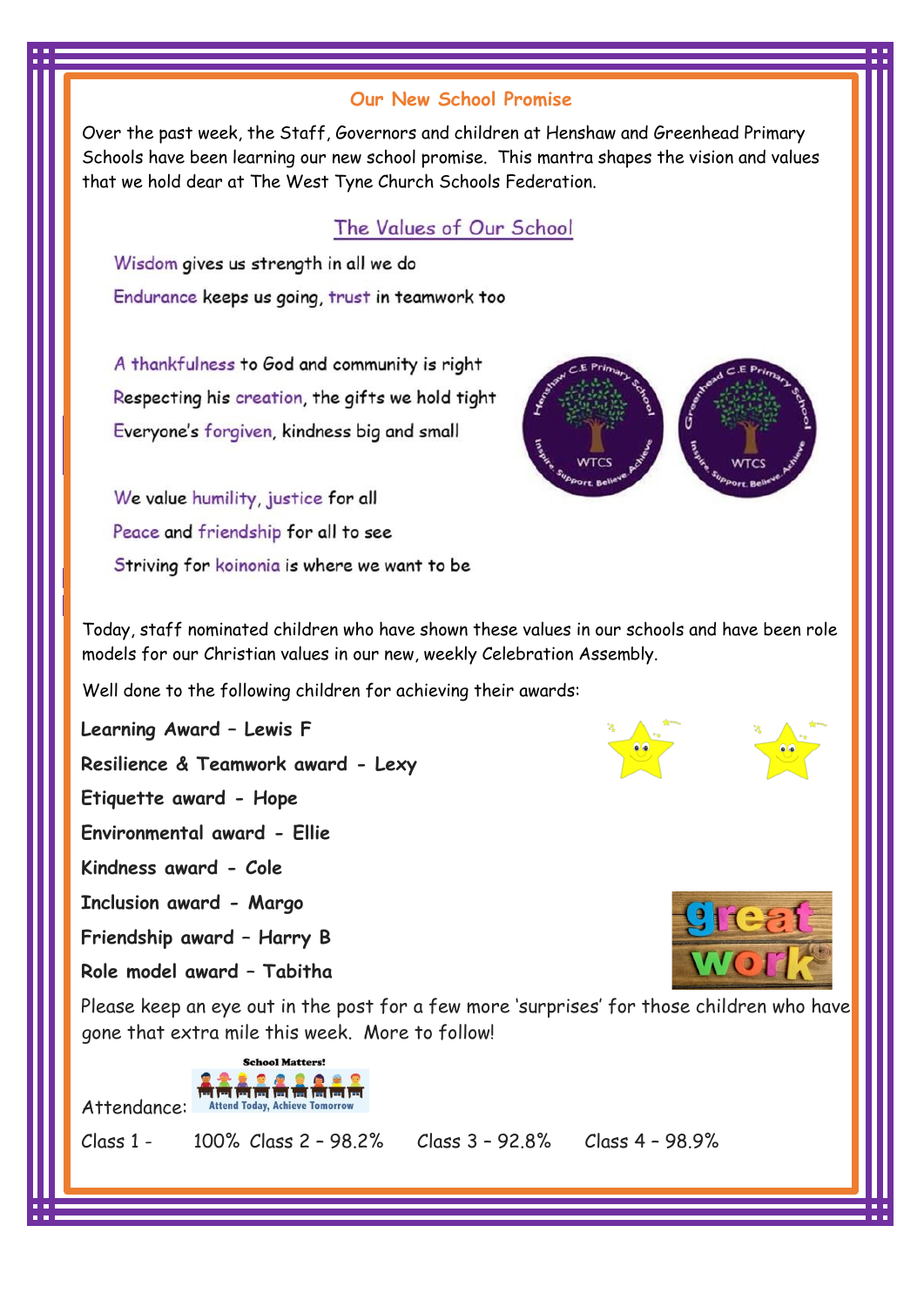## Our New School Promise

Over the past week, the Staff, Governors and children at Henshaw and Greenhead Primary Schools have been learning our new school promise. This mantra shapes the vision and values that we hold dear at The West Tyne Church Schools Federation.

### The Values of Our School

Wisdom gives us strength in all we do
Endurance keeps us going, trust in teamwork too

A thankfulness to God and community is right
Respecting his creation, the gifts we hold tight
Everyone's forgiven, kindness big and small

We value humility, justice for all
Peace and friendship for all to see
Striving for koinonia is where we want to be

Today, staff nominated children who have shown these values in our schools and have been role models for our Christian values in our new, weekly Celebration Assembly.

Well done to the following children for achieving their awards:

**Learning Award – Lewis F**

**Resilience & Teamwork award - Lexy**

**Etiquette award - Hope**

**Environmental award - Ellie**

**Kindness award - Cole**

**Inclusion award - Margo**

**Friendship award – Harry B**

**Role model award – Tabitha**

Please keep an eye out in the post for a few more 'surprises' for those children who have gone that extra mile this week. More to follow!

Attendance:

Class 1 - 100% Class 2 – 98.2% Class 3 – 92.8% Class 4 – 98.9%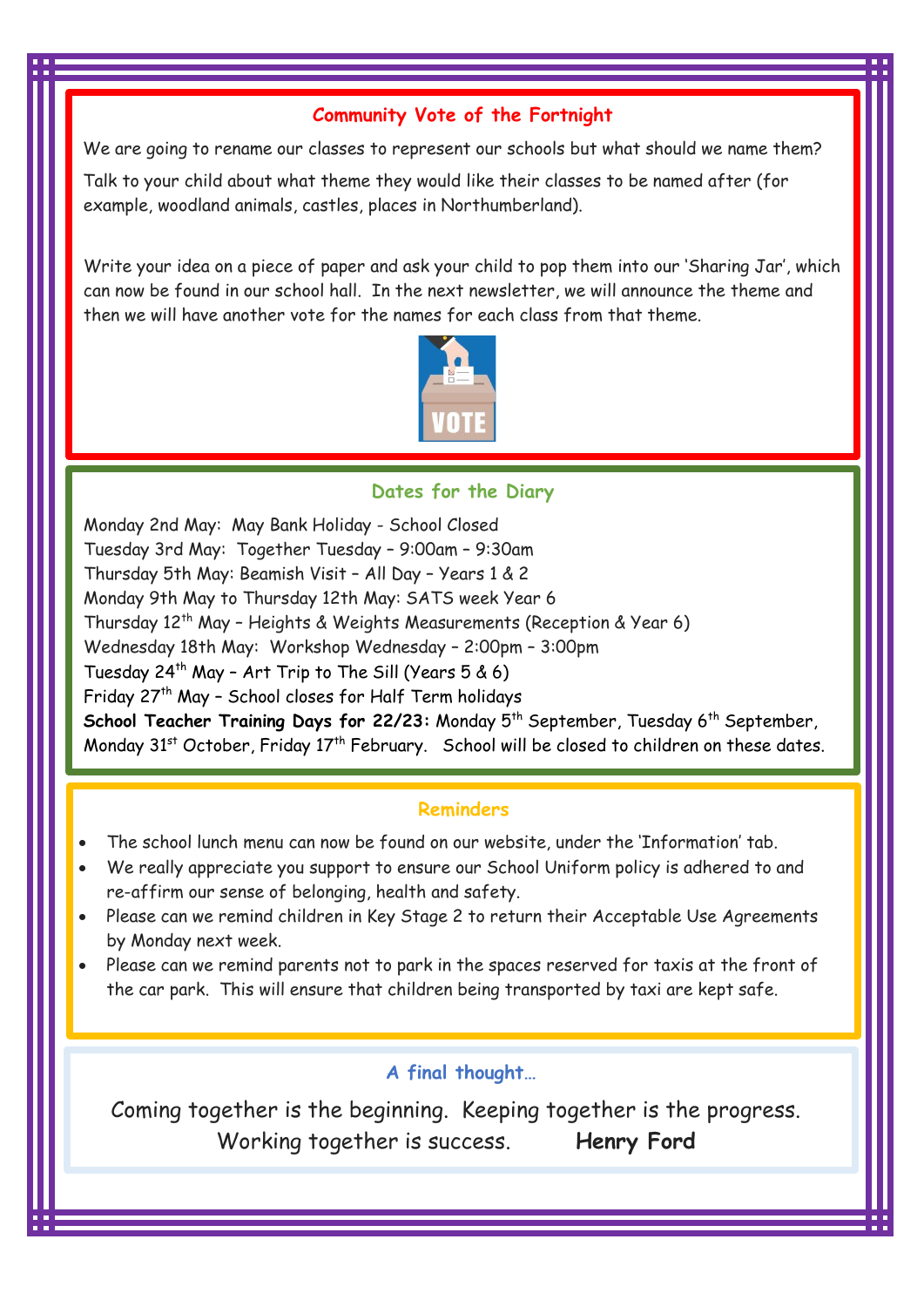## Community Vote of the Fortnight

We are going to rename our classes to represent our schools but what should we name them?

Talk to your child about what theme they would like their classes to be named after (for example, woodland animals, castles, places in Northumberland).

Write your idea on a piece of paper and ask your child to pop them into our 'Sharing Jar', which can now be found in our school hall. In the next newsletter, we will announce the theme and then we will have another vote for the names for each class from that theme.

## Dates for the Diary

Monday 2nd May: May Bank Holiday - School Closed
Tuesday 3rd May: Together Tuesday – 9:00am – 9:30am
Thursday 5th May: Beamish Visit – All Day – Years 1 & 2
Monday 9th May to Thursday 12th May: SATS week Year 6
Thursday 12th May – Heights & Weights Measurements (Reception & Year 6)
Wednesday 18th May: Workshop Wednesday – 2:00pm – 3:00pm
Tuesday 24th May – Art Trip to The Sill (Years 5 & 6)
Friday 27th May – School closes for Half Term holidays
**School Teacher Training Days for 22/23:** Monday 5th September, Tuesday 6th September, Monday 31st October, Friday 17th February. School will be closed to children on these dates.

## Reminders

- The school lunch menu can now be found on our website, under the 'Information' tab.
- We really appreciate you support to ensure our School Uniform policy is adhered to and re-affirm our sense of belonging, health and safety.
- Please can we remind children in Key Stage 2 to return their Acceptable Use Agreements by Monday next week.
- Please can we remind parents not to park in the spaces reserved for taxis at the front of the car park. This will ensure that children being transported by taxi are kept safe.

## A final thought…

Coming together is the beginning. Keeping together is the progress. Working together is success. **Henry Ford**